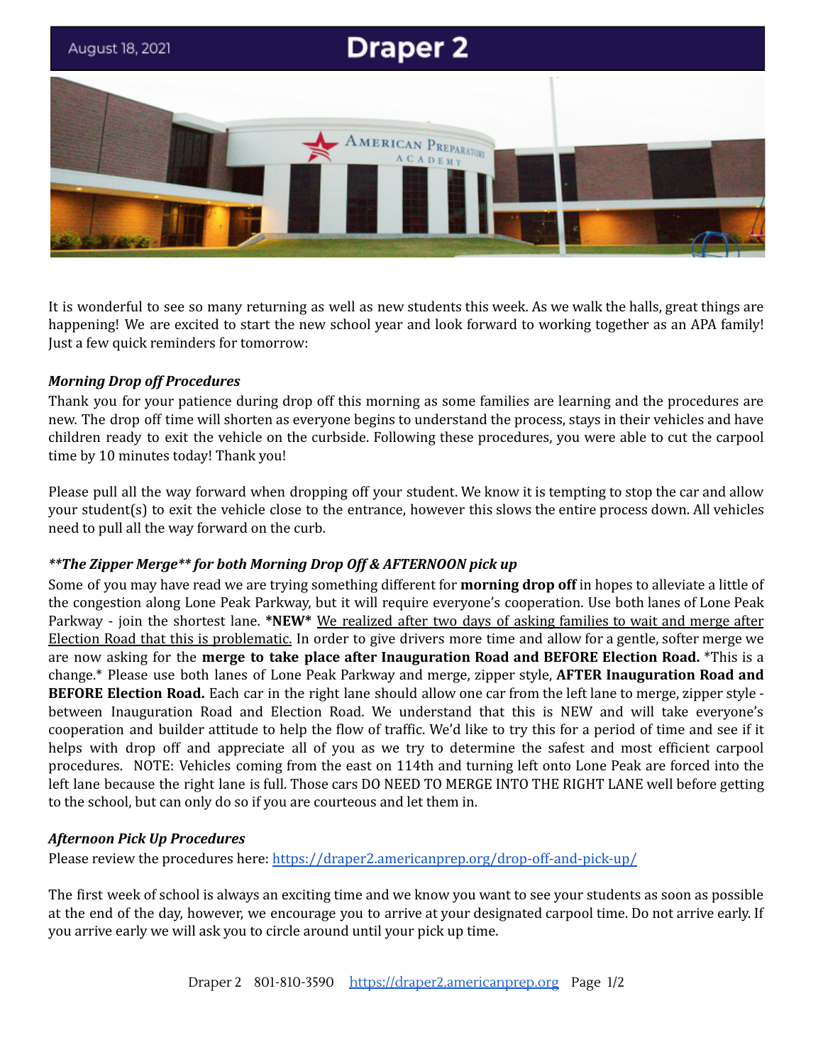August 18, 2021

# Draper 2

It is wonderful to see so many returning as well as new students this week. As we walk the halls, great things are happening! We are excited to start the new school year and look forward to working together as an APA family! Just a few quick reminders for tomorrow:

***Morning Drop off Procedures***

Thank you for your patience during drop off this morning as some families are learning and the procedures are new. The drop off time will shorten as everyone begins to understand the process, stays in their vehicles and have children ready to exit the vehicle on the curbside. Following these procedures, you were able to cut the carpool time by 10 minutes today! Thank you!

Please pull all the way forward when dropping off your student. We know it is tempting to stop the car and allow your student(s) to exit the vehicle close to the entrance, however this slows the entire process down. All vehicles need to pull all the way forward on the curb.

***\*\*The Zipper Merge\*\* for both Morning Drop Off & AFTERNOON pick up***

Some of you may have read we are trying something different for **morning drop off** in hopes to alleviate a little of the congestion along Lone Peak Parkway, but it will require everyone's cooperation. Use both lanes of Lone Peak Parkway - join the shortest lane. ***NEW*** <u>We realized after two days of asking families to wait and merge after Election Road that this is problematic.</u> In order to give drivers more time and allow for a gentle, softer merge we are now asking for the **merge to take place after Inauguration Road and BEFORE Election Road.** *This is a change.* Please use both lanes of Lone Peak Parkway and merge, zipper style, **AFTER Inauguration Road and BEFORE Election Road.** Each car in the right lane should allow one car from the left lane to merge, zipper style - between Inauguration Road and Election Road. We understand that this is NEW and will take everyone's cooperation and builder attitude to help the flow of traffic. We'd like to try this for a period of time and see if it helps with drop off and appreciate all of you as we try to determine the safest and most efficient carpool procedures. NOTE: Vehicles coming from the east on 114th and turning left onto Lone Peak are forced into the left lane because the right lane is full. Those cars DO NEED TO MERGE INTO THE RIGHT LANE well before getting to the school, but can only do so if you are courteous and let them in.

***Afternoon Pick Up Procedures***

Please review the procedures here: https://draper2.americanprep.org/drop-off-and-pick-up/

The first week of school is always an exciting time and we know you want to see your students as soon as possible at the end of the day, however, we encourage you to arrive at your designated carpool time. Do not arrive early. If you arrive early we will ask you to circle around until your pick up time.

Draper 2 801-810-3590 https://draper2.americanprep.org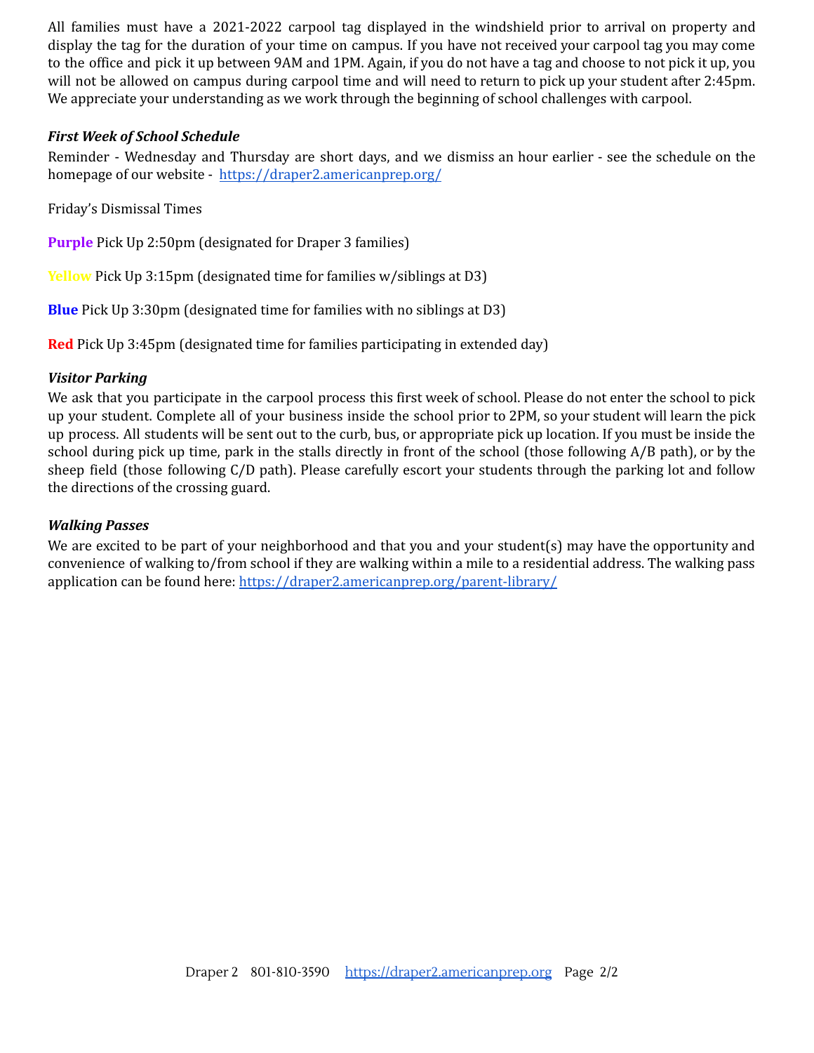All families must have a 2021-2022 carpool tag displayed in the windshield prior to arrival on property and display the tag for the duration of your time on campus. If you have not received your carpool tag you may come to the office and pick it up between 9AM and 1PM. Again, if you do not have a tag and choose to not pick it up, you will not be allowed on campus during carpool time and will need to return to pick up your student after 2:45pm. We appreciate your understanding as we work through the beginning of school challenges with carpool.

***First Week of School Schedule***

Reminder - Wednesday and Thursday are short days, and we dismiss an hour earlier - see the schedule on the homepage of our website - https://draper2.americanprep.org/

Friday's Dismissal Times

**Purple** Pick Up 2:50pm (designated for Draper 3 families)

**Yellow** Pick Up 3:15pm (designated time for families w/siblings at D3)

**Blue** Pick Up 3:30pm (designated time for families with no siblings at D3)

**Red** Pick Up 3:45pm (designated time for families participating in extended day)

***Visitor Parking***

We ask that you participate in the carpool process this first week of school. Please do not enter the school to pick up your student. Complete all of your business inside the school prior to 2PM, so your student will learn the pick up process. All students will be sent out to the curb, bus, or appropriate pick up location. If you must be inside the school during pick up time, park in the stalls directly in front of the school (those following A/B path), or by the sheep field (those following C/D path). Please carefully escort your students through the parking lot and follow the directions of the crossing guard.

***Walking Passes***

We are excited to be part of your neighborhood and that you and your student(s) may have the opportunity and convenience of walking to/from school if they are walking within a mile to a residential address. The walking pass application can be found here: https://draper2.americanprep.org/parent-library/